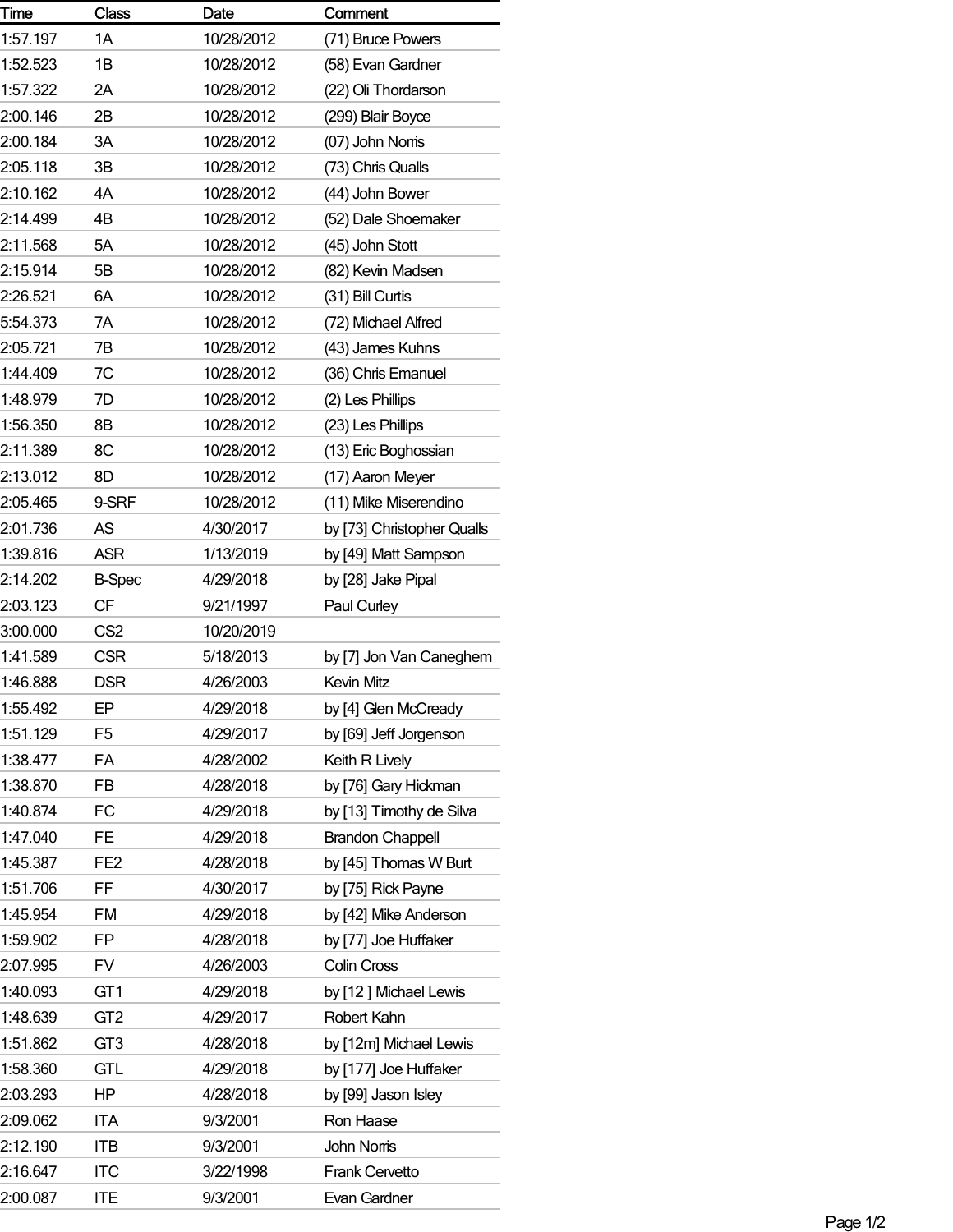| Time | Class | Date | Comment |
|---|---|---|---|
| 1:57.197 | 1A | 10/28/2012 | (71) Bruce Powers |
| 1:52.523 | 1B | 10/28/2012 | (58) Evan Gardner |
| 1:57.322 | 2A | 10/28/2012 | (22) Oli Thordarson |
| 2:00.146 | 2B | 10/28/2012 | (299) Blair Boyce |
| 2:00.184 | 3A | 10/28/2012 | (07) John Norris |
| 2:05.118 | 3B | 10/28/2012 | (73) Chris Qualls |
| 2:10.162 | 4A | 10/28/2012 | (44) John Bower |
| 2:14.499 | 4B | 10/28/2012 | (52) Dale Shoemaker |
| 2:11.568 | 5A | 10/28/2012 | (45) John Stott |
| 2:15.914 | 5B | 10/28/2012 | (82) Kevin Madsen |
| 2:26.521 | 6A | 10/28/2012 | (31) Bill Curtis |
| 5:54.373 | 7A | 10/28/2012 | (72) Michael Alfred |
| 2:05.721 | 7B | 10/28/2012 | (43) James Kuhns |
| 1:44.409 | 7C | 10/28/2012 | (36) Chris Emanuel |
| 1:48.979 | 7D | 10/28/2012 | (2) Les Phillips |
| 1:56.350 | 8B | 10/28/2012 | (23) Les Phillips |
| 2:11.389 | 8C | 10/28/2012 | (13) Eric Boghossian |
| 2:13.012 | 8D | 10/28/2012 | (17) Aaron Meyer |
| 2:05.465 | 9-SRF | 10/28/2012 | (11) Mike Miserendino |
| 2:01.736 | AS | 4/30/2017 | by [73] Christopher Qualls |
| 1:39.816 | ASR | 1/13/2019 | by [49] Matt Sampson |
| 2:14.202 | B-Spec | 4/29/2018 | by [28] Jake Pipal |
| 2:03.123 | CF | 9/21/1997 | Paul Curley |
| 3:00.000 | CS2 | 10/20/2019 | |
| 1:41.589 | CSR | 5/18/2013 | by [7] Jon Van Caneghem |
| 1:46.888 | DSR | 4/26/2003 | Kevin Mitz |
| 1:55.492 | EP | 4/29/2018 | by [4] Glen McCready |
| 1:51.129 | F5 | 4/29/2017 | by [69] Jeff Jorgenson |
| 1:38.477 | FA | 4/28/2002 | Keith R Lively |
| 1:38.870 | FB | 4/28/2018 | by [76] Gary Hickman |
| 1:40.874 | FC | 4/29/2018 | by [13] Timothy de Silva |
| 1:47.040 | FE | 4/29/2018 | Brandon Chappell |
| 1:45.387 | FE2 | 4/28/2018 | by [45] Thomas W Burt |
| 1:51.706 | FF | 4/30/2017 | by [75] Rick Payne |
| 1:45.954 | FM | 4/29/2018 | by [42] Mike Anderson |
| 1:59.902 | FP | 4/28/2018 | by [77] Joe Huffaker |
| 2:07.995 | FV | 4/26/2003 | Colin Cross |
| 1:40.093 | GT1 | 4/29/2018 | by [12 ] Michael Lewis |
| 1:48.639 | GT2 | 4/29/2017 | Robert Kahn |
| 1:51.862 | GT3 | 4/28/2018 | by [12m] Michael Lewis |
| 1:58.360 | GTL | 4/29/2018 | by [177] Joe Huffaker |
| 2:03.293 | HP | 4/28/2018 | by [99] Jason Isley |
| 2:09.062 | ITA | 9/3/2001 | Ron Haase |
| 2:12.190 | ITB | 9/3/2001 | John Norris |
| 2:16.647 | ITC | 3/22/1998 | Frank Cervetto |
| 2:00.087 | ITE | 9/3/2001 | Evan Gardner |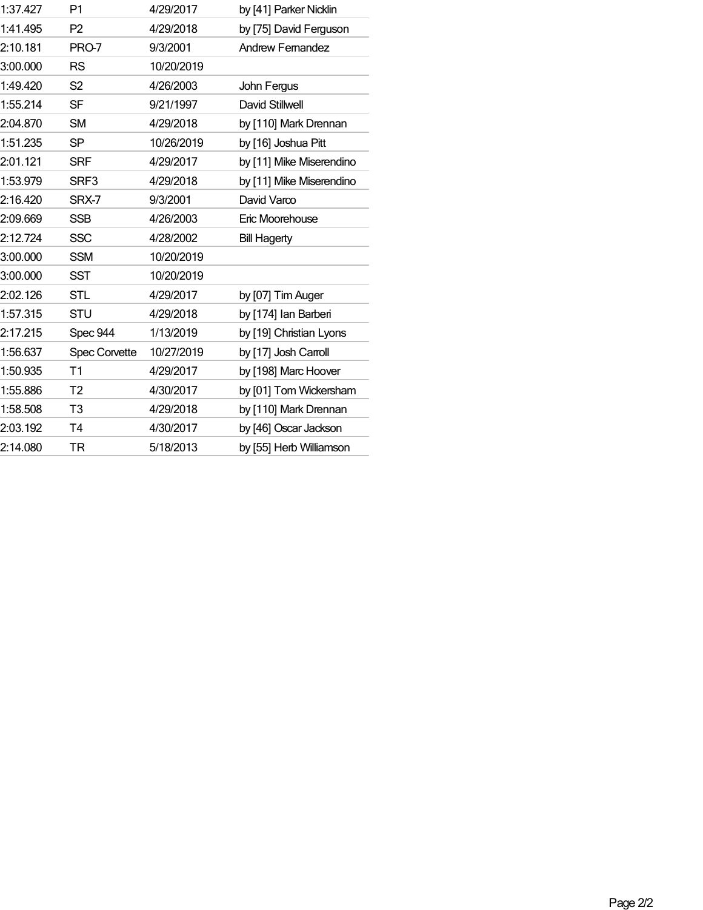| | | | |
|---|---|---|---|
| 1:37.427 | P1 | 4/29/2017 | by [41] Parker Nicklin |
| 1:41.495 | P2 | 4/29/2018 | by [75] David Ferguson |
| 2:10.181 | PRO-7 | 9/3/2001 | Andrew Fernandez |
| 3:00.000 | RS | 10/20/2019 | |
| 1:49.420 | S2 | 4/26/2003 | John Fergus |
| 1:55.214 | SF | 9/21/1997 | David Stillwell |
| 2:04.870 | SM | 4/29/2018 | by [110] Mark Drennan |
| 1:51.235 | SP | 10/26/2019 | by [16] Joshua Pitt |
| 2:01.121 | SRF | 4/29/2017 | by [11] Mike Miserendino |
| 1:53.979 | SRF3 | 4/29/2018 | by [11] Mike Miserendino |
| 2:16.420 | SRX-7 | 9/3/2001 | David Varco |
| 2:09.669 | SSB | 4/26/2003 | Eric Moorehouse |
| 2:12.724 | SSC | 4/28/2002 | Bill Hagerty |
| 3:00.000 | SSM | 10/20/2019 | |
| 3:00.000 | SST | 10/20/2019 | |
| 2:02.126 | STL | 4/29/2017 | by [07] Tim Auger |
| 1:57.315 | STU | 4/29/2018 | by [174] Ian Barberi |
| 2:17.215 | Spec 944 | 1/13/2019 | by [19] Christian Lyons |
| 1:56.637 | Spec Corvette | 10/27/2019 | by [17] Josh Carroll |
| 1:50.935 | T1 | 4/29/2017 | by [198] Marc Hoover |
| 1:55.886 | T2 | 4/30/2017 | by [01] Tom Wickersham |
| 1:58.508 | T3 | 4/29/2018 | by [110] Mark Drennan |
| 2:03.192 | T4 | 4/30/2017 | by [46] Oscar Jackson |
| 2:14.080 | TR | 5/18/2013 | by [55] Herb Williamson |